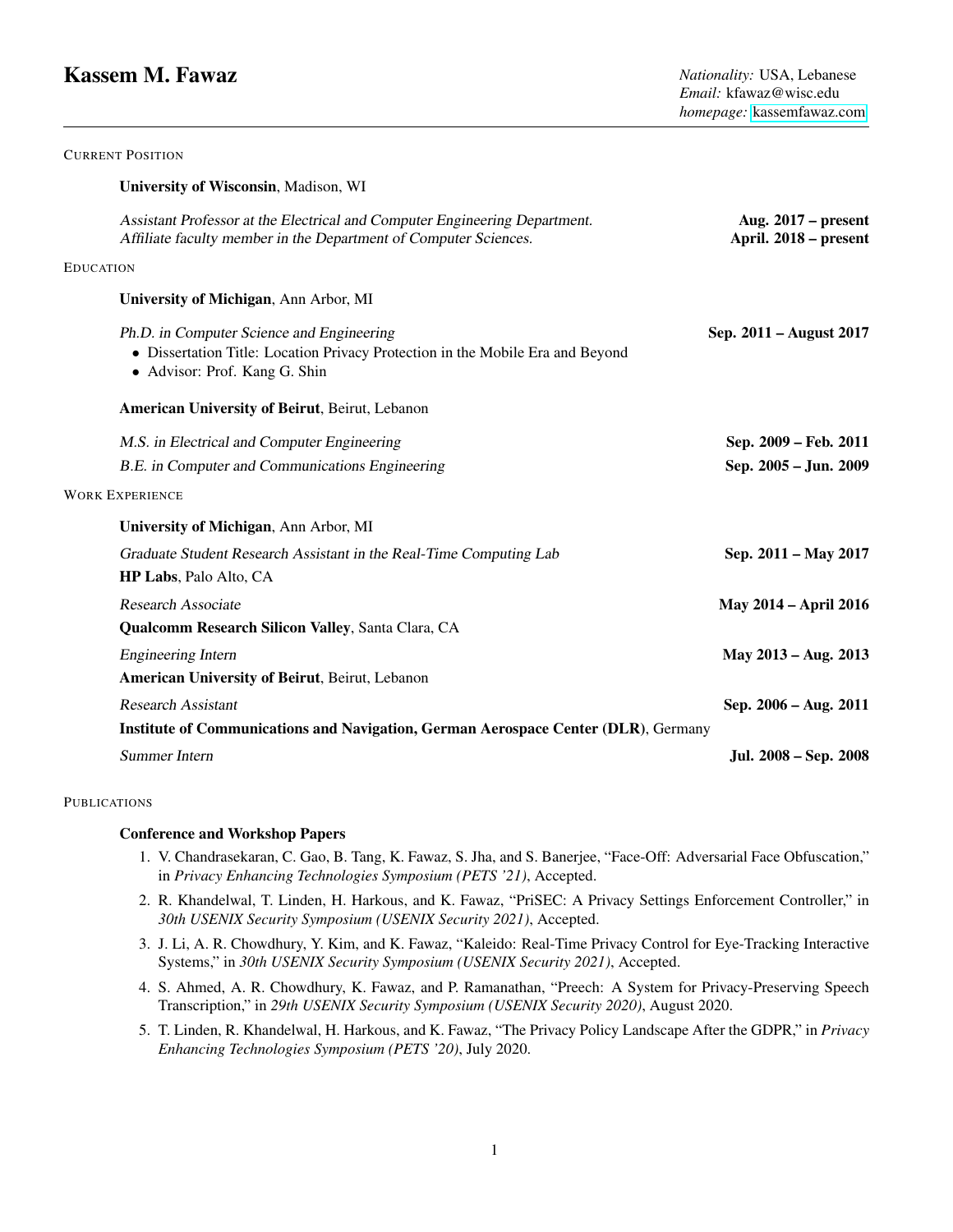# Kassem M. Fawaz

*Nationality:* USA, Lebanese
*Email:* kfawaz@wisc.edu
*homepage:* kassemfawaz.com

## Current Position

**University of Wisconsin**, Madison, WI

*Assistant Professor at the Electrical and Computer Engineering Department.* — **Aug. 2017 – present**
*Affiliate faculty member in the Department of Computer Sciences.* — **April. 2018 – present**

## Education

**University of Michigan**, Ann Arbor, MI

*Ph.D. in Computer Science and Engineering* — **Sep. 2011 – August 2017**

- Dissertation Title: Location Privacy Protection in the Mobile Era and Beyond
- Advisor: Prof. Kang G. Shin

**American University of Beirut**, Beirut, Lebanon

*M.S. in Electrical and Computer Engineering* — **Sep. 2009 – Feb. 2011**

*B.E. in Computer and Communications Engineering* — **Sep. 2005 – Jun. 2009**

## Work Experience

**University of Michigan**, Ann Arbor, MI

*Graduate Student Research Assistant in the Real-Time Computing Lab* — **Sep. 2011 – May 2017**

**HP Labs**, Palo Alto, CA

*Research Associate* — **May 2014 – April 2016**

**Qualcomm Research Silicon Valley**, Santa Clara, CA

*Engineering Intern* — **May 2013 – Aug. 2013**

**American University of Beirut**, Beirut, Lebanon

*Research Assistant* — **Sep. 2006 – Aug. 2011**

**Institute of Communications and Navigation, German Aerospace Center (DLR)**, Germany

*Summer Intern* — **Jul. 2008 – Sep. 2008**

## Publications

### Conference and Workshop Papers

1. V. Chandrasekaran, C. Gao, B. Tang, K. Fawaz, S. Jha, and S. Banerjee, "Face-Off: Adversarial Face Obfuscation," in *Privacy Enhancing Technologies Symposium (PETS '21)*, Accepted.
2. R. Khandelwal, T. Linden, H. Harkous, and K. Fawaz, "PriSEC: A Privacy Settings Enforcement Controller," in *30th USENIX Security Symposium (USENIX Security 2021)*, Accepted.
3. J. Li, A. R. Chowdhury, Y. Kim, and K. Fawaz, "Kaleido: Real-Time Privacy Control for Eye-Tracking Interactive Systems," in *30th USENIX Security Symposium (USENIX Security 2021)*, Accepted.
4. S. Ahmed, A. R. Chowdhury, K. Fawaz, and P. Ramanathan, "Preech: A System for Privacy-Preserving Speech Transcription," in *29th USENIX Security Symposium (USENIX Security 2020)*, August 2020.
5. T. Linden, R. Khandelwal, H. Harkous, and K. Fawaz, "The Privacy Policy Landscape After the GDPR," in *Privacy Enhancing Technologies Symposium (PETS '20)*, July 2020.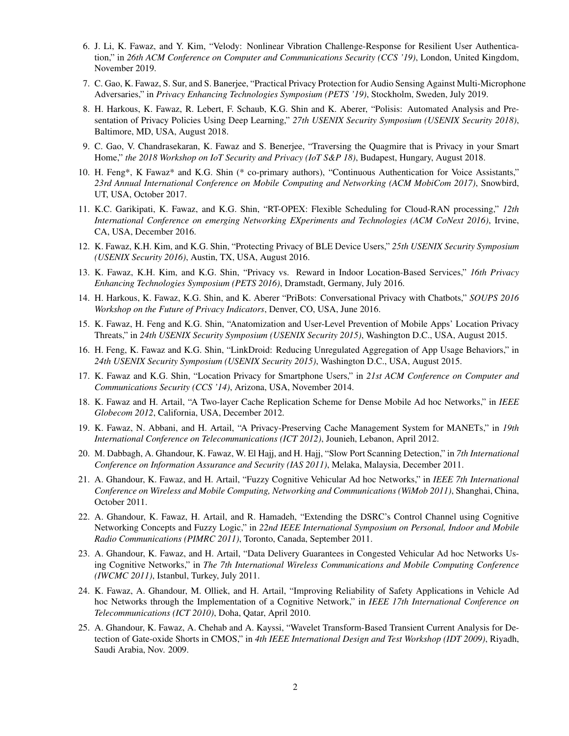6. J. Li, K. Fawaz, and Y. Kim, "Velody: Nonlinear Vibration Challenge-Response for Resilient User Authentication," in *26th ACM Conference on Computer and Communications Security (CCS '19)*, London, United Kingdom, November 2019.

7. C. Gao, K. Fawaz, S. Sur, and S. Banerjee, "Practical Privacy Protection for Audio Sensing Against Multi-Microphone Adversaries," in *Privacy Enhancing Technologies Symposium (PETS '19)*, Stockholm, Sweden, July 2019.

8. H. Harkous, K. Fawaz, R. Lebert, F. Schaub, K.G. Shin and K. Aberer, "Polisis: Automated Analysis and Presentation of Privacy Policies Using Deep Learning," *27th USENIX Security Symposium (USENIX Security 2018)*, Baltimore, MD, USA, August 2018.

9. C. Gao, V. Chandrasekaran, K. Fawaz and S. Benerjee, "Traversing the Quagmire that is Privacy in your Smart Home," *the 2018 Workshop on IoT Security and Privacy (IoT S&P 18)*, Budapest, Hungary, August 2018.

10. H. Feng*, K Fawaz* and K.G. Shin (* co-primary authors), "Continuous Authentication for Voice Assistants," *23rd Annual International Conference on Mobile Computing and Networking (ACM MobiCom 2017)*, Snowbird, UT, USA, October 2017.

11. K.C. Garikipati, K. Fawaz, and K.G. Shin, "RT-OPEX: Flexible Scheduling for Cloud-RAN processing," *12th International Conference on emerging Networking EXperiments and Technologies (ACM CoNext 2016)*, Irvine, CA, USA, December 2016.

12. K. Fawaz, K.H. Kim, and K.G. Shin, "Protecting Privacy of BLE Device Users," *25th USENIX Security Symposium (USENIX Security 2016)*, Austin, TX, USA, August 2016.

13. K. Fawaz, K.H. Kim, and K.G. Shin, "Privacy vs. Reward in Indoor Location-Based Services," *16th Privacy Enhancing Technologies Symposium (PETS 2016)*, Dramstadt, Germany, July 2016.

14. H. Harkous, K. Fawaz, K.G. Shin, and K. Aberer "PriBots: Conversational Privacy with Chatbots," *SOUPS 2016 Workshop on the Future of Privacy Indicators*, Denver, CO, USA, June 2016.

15. K. Fawaz, H. Feng and K.G. Shin, "Anatomization and User-Level Prevention of Mobile Apps' Location Privacy Threats," in *24th USENIX Security Symposium (USENIX Security 2015)*, Washington D.C., USA, August 2015.

16. H. Feng, K. Fawaz and K.G. Shin, "LinkDroid: Reducing Unregulated Aggregation of App Usage Behaviors," in *24th USENIX Security Symposium (USENIX Security 2015)*, Washington D.C., USA, August 2015.

17. K. Fawaz and K.G. Shin, "Location Privacy for Smartphone Users," in *21st ACM Conference on Computer and Communications Security (CCS '14)*, Arizona, USA, November 2014.

18. K. Fawaz and H. Artail, "A Two-layer Cache Replication Scheme for Dense Mobile Ad hoc Networks," in *IEEE Globecom 2012*, California, USA, December 2012.

19. K. Fawaz, N. Abbani, and H. Artail, "A Privacy-Preserving Cache Management System for MANETs," in *19th International Conference on Telecommunications (ICT 2012)*, Jounieh, Lebanon, April 2012.

20. M. Dabbagh, A. Ghandour, K. Fawaz, W. El Hajj, and H. Hajj, "Slow Port Scanning Detection," in *7th International Conference on Information Assurance and Security (IAS 2011)*, Melaka, Malaysia, December 2011.

21. A. Ghandour, K. Fawaz, and H. Artail, "Fuzzy Cognitive Vehicular Ad hoc Networks," in *IEEE 7th International Conference on Wireless and Mobile Computing, Networking and Communications (WiMob 2011)*, Shanghai, China, October 2011.

22. A. Ghandour, K. Fawaz, H. Artail, and R. Hamadeh, "Extending the DSRC's Control Channel using Cognitive Networking Concepts and Fuzzy Logic," in *22nd IEEE International Symposium on Personal, Indoor and Mobile Radio Communications (PIMRC 2011)*, Toronto, Canada, September 2011.

23. A. Ghandour, K. Fawaz, and H. Artail, "Data Delivery Guarantees in Congested Vehicular Ad hoc Networks Using Cognitive Networks," in *The 7th International Wireless Communications and Mobile Computing Conference (IWCMC 2011)*, Istanbul, Turkey, July 2011.

24. K. Fawaz, A. Ghandour, M. Olliek, and H. Artail, "Improving Reliability of Safety Applications in Vehicle Ad hoc Networks through the Implementation of a Cognitive Network," in *IEEE 17th International Conference on Telecommunications (ICT 2010)*, Doha, Qatar, April 2010.

25. A. Ghandour, K. Fawaz, A. Chehab and A. Kayssi, "Wavelet Transform-Based Transient Current Analysis for Detection of Gate-oxide Shorts in CMOS," in *4th IEEE International Design and Test Workshop (IDT 2009)*, Riyadh, Saudi Arabia, Nov. 2009.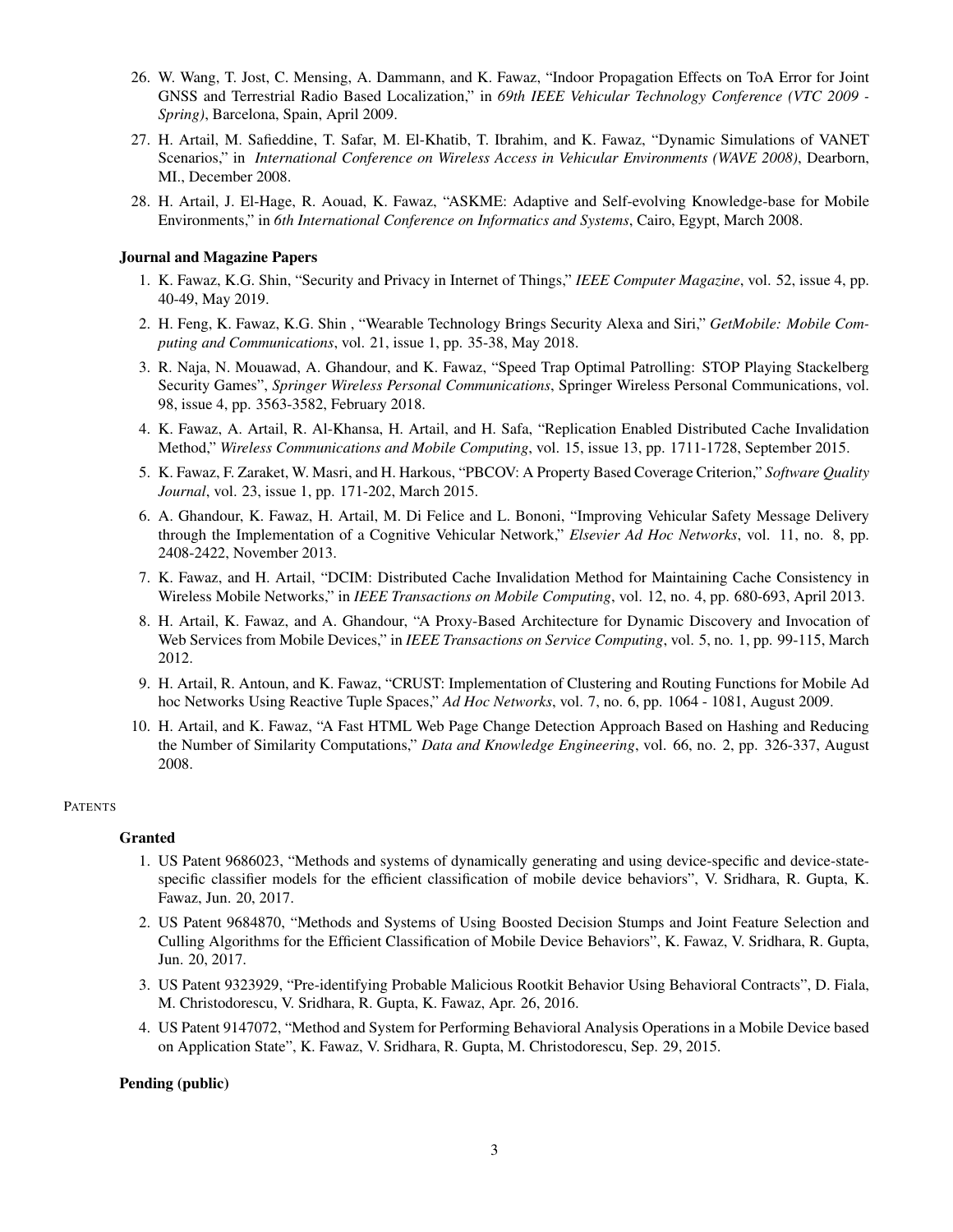26. W. Wang, T. Jost, C. Mensing, A. Dammann, and K. Fawaz, "Indoor Propagation Effects on ToA Error for Joint GNSS and Terrestrial Radio Based Localization," in *69th IEEE Vehicular Technology Conference (VTC 2009 - Spring)*, Barcelona, Spain, April 2009.
27. H. Artail, M. Safieddine, T. Safar, M. El-Khatib, T. Ibrahim, and K. Fawaz, "Dynamic Simulations of VANET Scenarios," in *International Conference on Wireless Access in Vehicular Environments (WAVE 2008)*, Dearborn, MI., December 2008.
28. H. Artail, J. El-Hage, R. Aouad, K. Fawaz, "ASKME: Adaptive and Self-evolving Knowledge-base for Mobile Environments," in *6th International Conference on Informatics and Systems*, Cairo, Egypt, March 2008.

### Journal and Magazine Papers

1. K. Fawaz, K.G. Shin, "Security and Privacy in Internet of Things," *IEEE Computer Magazine*, vol. 52, issue 4, pp. 40-49, May 2019.
2. H. Feng, K. Fawaz, K.G. Shin , "Wearable Technology Brings Security Alexa and Siri," *GetMobile: Mobile Computing and Communications*, vol. 21, issue 1, pp. 35-38, May 2018.
3. R. Naja, N. Mouawad, A. Ghandour, and K. Fawaz, "Speed Trap Optimal Patrolling: STOP Playing Stackelberg Security Games", *Springer Wireless Personal Communications*, Springer Wireless Personal Communications, vol. 98, issue 4, pp. 3563-3582, February 2018.
4. K. Fawaz, A. Artail, R. Al-Khansa, H. Artail, and H. Safa, "Replication Enabled Distributed Cache Invalidation Method," *Wireless Communications and Mobile Computing*, vol. 15, issue 13, pp. 1711-1728, September 2015.
5. K. Fawaz, F. Zaraket, W. Masri, and H. Harkous, "PBCOV: A Property Based Coverage Criterion," *Software Quality Journal*, vol. 23, issue 1, pp. 171-202, March 2015.
6. A. Ghandour, K. Fawaz, H. Artail, M. Di Felice and L. Bononi, "Improving Vehicular Safety Message Delivery through the Implementation of a Cognitive Vehicular Network," *Elsevier Ad Hoc Networks*, vol. 11, no. 8, pp. 2408-2422, November 2013.
7. K. Fawaz, and H. Artail, "DCIM: Distributed Cache Invalidation Method for Maintaining Cache Consistency in Wireless Mobile Networks," in *IEEE Transactions on Mobile Computing*, vol. 12, no. 4, pp. 680-693, April 2013.
8. H. Artail, K. Fawaz, and A. Ghandour, "A Proxy-Based Architecture for Dynamic Discovery and Invocation of Web Services from Mobile Devices," in *IEEE Transactions on Service Computing*, vol. 5, no. 1, pp. 99-115, March 2012.
9. H. Artail, R. Antoun, and K. Fawaz, "CRUST: Implementation of Clustering and Routing Functions for Mobile Ad hoc Networks Using Reactive Tuple Spaces," *Ad Hoc Networks*, vol. 7, no. 6, pp. 1064 - 1081, August 2009.
10. H. Artail, and K. Fawaz, "A Fast HTML Web Page Change Detection Approach Based on Hashing and Reducing the Number of Similarity Computations," *Data and Knowledge Engineering*, vol. 66, no. 2, pp. 326-337, August 2008.

## PATENTS

### Granted

1. US Patent 9686023, "Methods and systems of dynamically generating and using device-specific and device-state-specific classifier models for the efficient classification of mobile device behaviors", V. Sridhara, R. Gupta, K. Fawaz, Jun. 20, 2017.
2. US Patent 9684870, "Methods and Systems of Using Boosted Decision Stumps and Joint Feature Selection and Culling Algorithms for the Efficient Classification of Mobile Device Behaviors", K. Fawaz, V. Sridhara, R. Gupta, Jun. 20, 2017.
3. US Patent 9323929, "Pre-identifying Probable Malicious Rootkit Behavior Using Behavioral Contracts", D. Fiala, M. Christodorescu, V. Sridhara, R. Gupta, K. Fawaz, Apr. 26, 2016.
4. US Patent 9147072, "Method and System for Performing Behavioral Analysis Operations in a Mobile Device based on Application State", K. Fawaz, V. Sridhara, R. Gupta, M. Christodorescu, Sep. 29, 2015.

### Pending (public)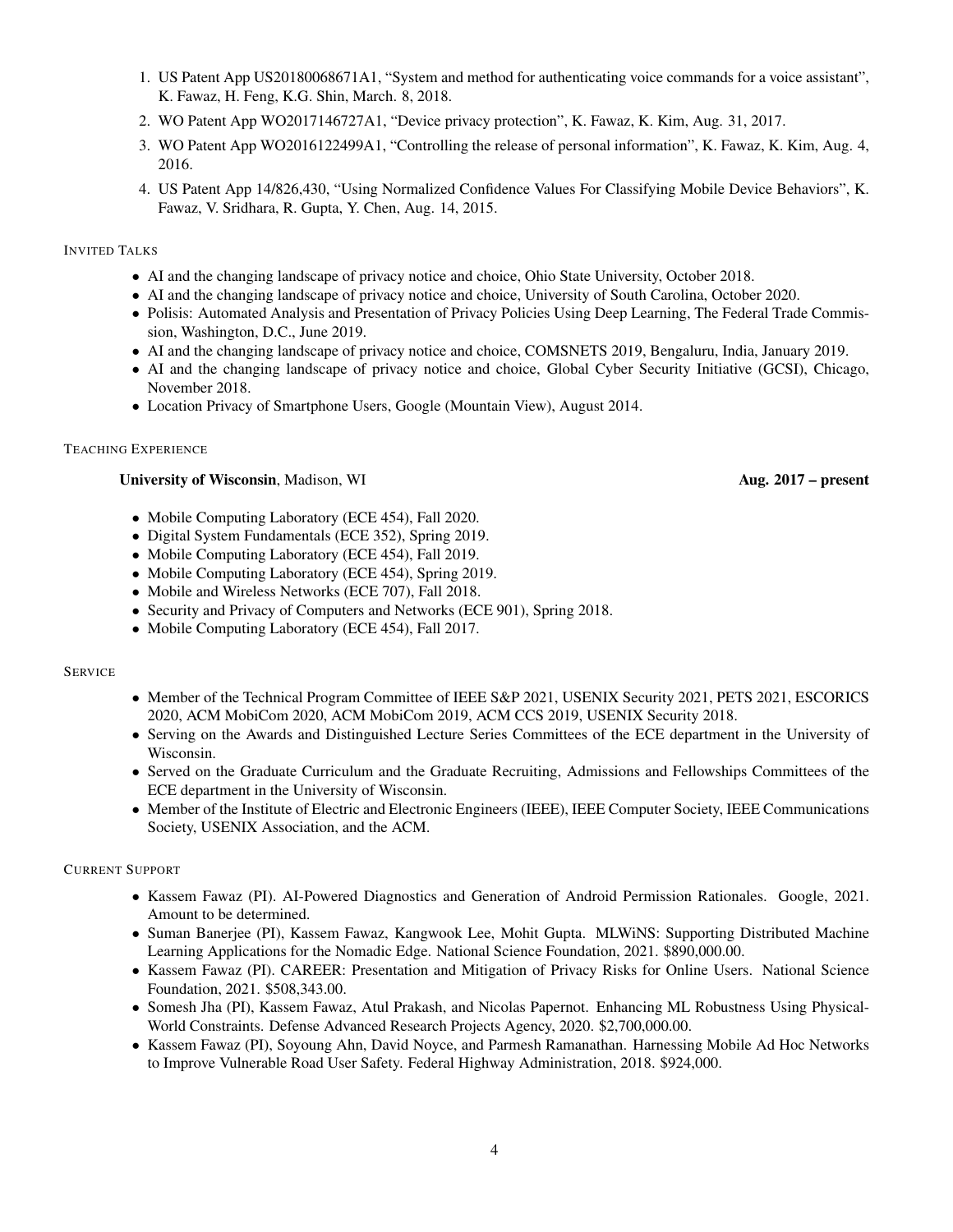1. US Patent App US20180068671A1, "System and method for authenticating voice commands for a voice assistant", K. Fawaz, H. Feng, K.G. Shin, March. 8, 2018.
2. WO Patent App WO2017146727A1, "Device privacy protection", K. Fawaz, K. Kim, Aug. 31, 2017.
3. WO Patent App WO2016122499A1, "Controlling the release of personal information", K. Fawaz, K. Kim, Aug. 4, 2016.
4. US Patent App 14/826,430, "Using Normalized Confidence Values For Classifying Mobile Device Behaviors", K. Fawaz, V. Sridhara, R. Gupta, Y. Chen, Aug. 14, 2015.

## INVITED TALKS

- AI and the changing landscape of privacy notice and choice, Ohio State University, October 2018.
- AI and the changing landscape of privacy notice and choice, University of South Carolina, October 2020.
- Polisis: Automated Analysis and Presentation of Privacy Policies Using Deep Learning, The Federal Trade Commission, Washington, D.C., June 2019.
- AI and the changing landscape of privacy notice and choice, COMSNETS 2019, Bengaluru, India, January 2019.
- AI and the changing landscape of privacy notice and choice, Global Cyber Security Initiative (GCSI), Chicago, November 2018.
- Location Privacy of Smartphone Users, Google (Mountain View), August 2014.

## TEACHING EXPERIENCE

**University of Wisconsin**, Madison, WI **Aug. 2017 – present**

- Mobile Computing Laboratory (ECE 454), Fall 2020.
- Digital System Fundamentals (ECE 352), Spring 2019.
- Mobile Computing Laboratory (ECE 454), Fall 2019.
- Mobile Computing Laboratory (ECE 454), Spring 2019.
- Mobile and Wireless Networks (ECE 707), Fall 2018.
- Security and Privacy of Computers and Networks (ECE 901), Spring 2018.
- Mobile Computing Laboratory (ECE 454), Fall 2017.

## SERVICE

- Member of the Technical Program Committee of IEEE S&P 2021, USENIX Security 2021, PETS 2021, ESCORICS 2020, ACM MobiCom 2020, ACM MobiCom 2019, ACM CCS 2019, USENIX Security 2018.
- Serving on the Awards and Distinguished Lecture Series Committees of the ECE department in the University of Wisconsin.
- Served on the Graduate Curriculum and the Graduate Recruiting, Admissions and Fellowships Committees of the ECE department in the University of Wisconsin.
- Member of the Institute of Electric and Electronic Engineers (IEEE), IEEE Computer Society, IEEE Communications Society, USENIX Association, and the ACM.

## CURRENT SUPPORT

- Kassem Fawaz (PI). AI-Powered Diagnostics and Generation of Android Permission Rationales. Google, 2021. Amount to be determined.
- Suman Banerjee (PI), Kassem Fawaz, Kangwook Lee, Mohit Gupta. MLWiNS: Supporting Distributed Machine Learning Applications for the Nomadic Edge. National Science Foundation, 2021. $890,000.00.
- Kassem Fawaz (PI). CAREER: Presentation and Mitigation of Privacy Risks for Online Users. National Science Foundation, 2021. $508,343.00.
- Somesh Jha (PI), Kassem Fawaz, Atul Prakash, and Nicolas Papernot. Enhancing ML Robustness Using Physical-World Constraints. Defense Advanced Research Projects Agency, 2020. $2,700,000.00.
- Kassem Fawaz (PI), Soyoung Ahn, David Noyce, and Parmesh Ramanathan. Harnessing Mobile Ad Hoc Networks to Improve Vulnerable Road User Safety. Federal Highway Administration, 2018. $924,000.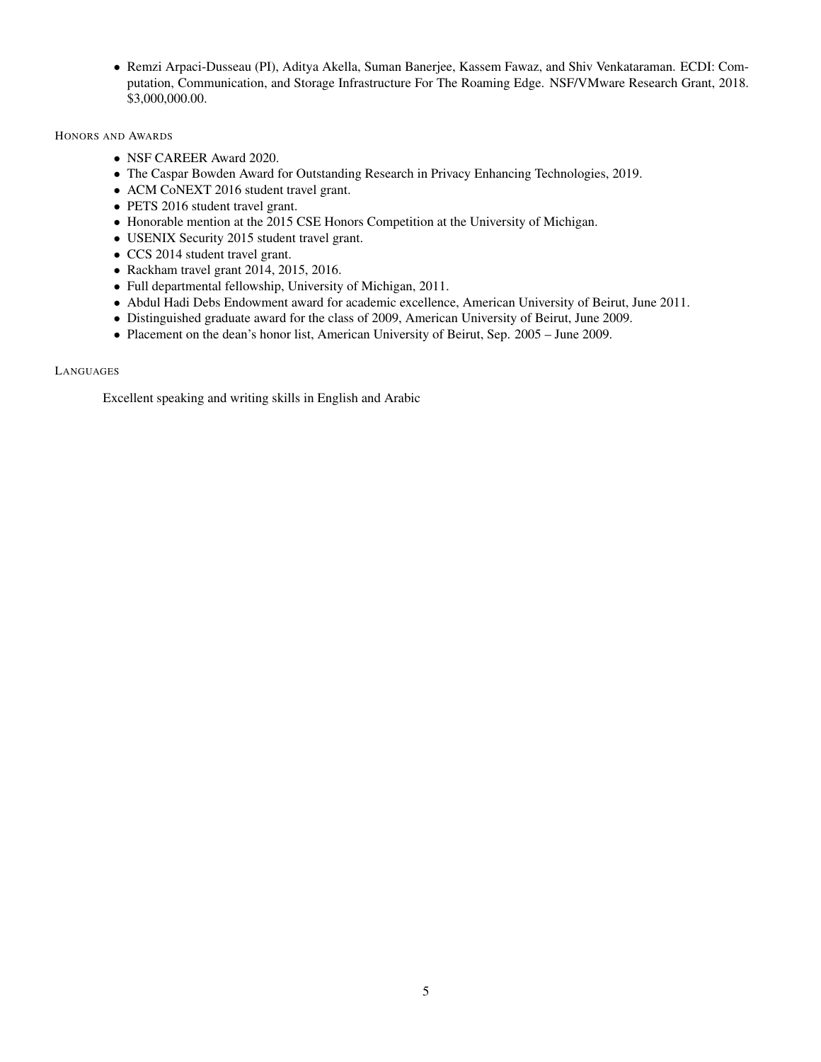- Remzi Arpaci-Dusseau (PI), Aditya Akella, Suman Banerjee, Kassem Fawaz, and Shiv Venkataraman. ECDI: Computation, Communication, and Storage Infrastructure For The Roaming Edge. NSF/VMware Research Grant, 2018. $3,000,000.00.

## Honors and Awards

- NSF CAREER Award 2020.
- The Caspar Bowden Award for Outstanding Research in Privacy Enhancing Technologies, 2019.
- ACM CoNEXT 2016 student travel grant.
- PETS 2016 student travel grant.
- Honorable mention at the 2015 CSE Honors Competition at the University of Michigan.
- USENIX Security 2015 student travel grant.
- CCS 2014 student travel grant.
- Rackham travel grant 2014, 2015, 2016.
- Full departmental fellowship, University of Michigan, 2011.
- Abdul Hadi Debs Endowment award for academic excellence, American University of Beirut, June 2011.
- Distinguished graduate award for the class of 2009, American University of Beirut, June 2009.
- Placement on the dean's honor list, American University of Beirut, Sep. 2005 – June 2009.

## Languages

Excellent speaking and writing skills in English and Arabic